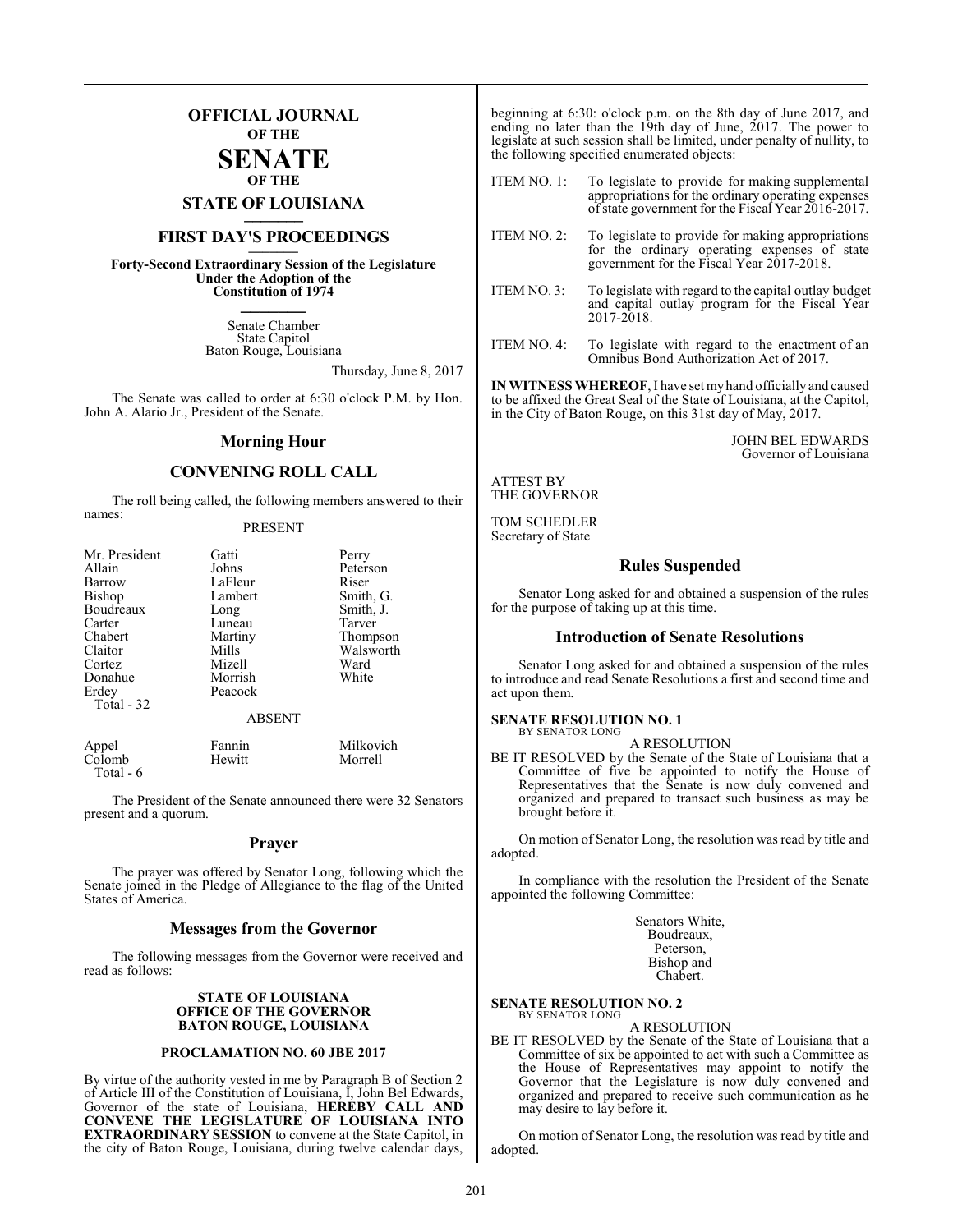# OFFICIAL JOURNAL OF THE SENATE OF THE STATE OF LOUISIANA

## FIRST DAY'S PROCEEDINGS

**Forty-Second Extraordinary Session of the Legislature Under the Adoption of the Constitution of 1974**

Senate Chamber
State Capitol
Baton Rouge, Louisiana

Thursday, June 8, 2017

The Senate was called to order at 6:30 o'clock P.M. by Hon. John A. Alario Jr., President of the Senate.

## Morning Hour

## CONVENING ROLL CALL

The roll being called, the following members answered to their names:

PRESENT

| | | |
|---|---|---|
| Mr. President | Gatti | Perry |
| Allain | Johns | Peterson |
| Barrow | LaFleur | Riser |
| Bishop | Lambert | Smith, G. |
| Boudreaux | Long | Smith, J. |
| Carter | Luneau | Tarver |
| Chabert | Martiny | Thompson |
| Claitor | Mills | Walsworth |
| Cortez | Mizell | Ward |
| Donahue | Morrish | White |
| Erdey | Peacock | |
| Total - 32 | | |

ABSENT

| | | |
|---|---|---|
| Appel | Fannin | Milkovich |
| Colomb | Hewitt | Morrell |
| Total - 6 | | |

The President of the Senate announced there were 32 Senators present and a quorum.

## Prayer

The prayer was offered by Senator Long, following which the Senate joined in the Pledge of Allegiance to the flag of the United States of America.

## Messages from the Governor

The following messages from the Governor were received and read as follows:

**STATE OF LOUISIANA**
**OFFICE OF THE GOVERNOR**
**BATON ROUGE, LOUISIANA**

**PROCLAMATION NO. 60 JBE 2017**

By virtue of the authority vested in me by Paragraph B of Section 2 of Article III of the Constitution of Louisiana, I, John Bel Edwards, Governor of the state of Louisiana, **HEREBY CALL AND CONVENE THE LEGISLATURE OF LOUISIANA INTO EXTRAORDINARY SESSION** to convene at the State Capitol, in the city of Baton Rouge, Louisiana, during twelve calendar days, beginning at 6:30: o'clock p.m. on the 8th day of June 2017, and ending no later than the 19th day of June, 2017. The power to legislate at such session shall be limited, under penalty of nullity, to the following specified enumerated objects:

ITEM NO. 1: To legislate to provide for making supplemental appropriations for the ordinary operating expenses of state government for the Fiscal Year 2016-2017.

ITEM NO. 2: To legislate to provide for making appropriations for the ordinary operating expenses of state government for the Fiscal Year 2017-2018.

ITEM NO. 3: To legislate with regard to the capital outlay budget and capital outlay program for the Fiscal Year 2017-2018.

ITEM NO. 4: To legislate with regard to the enactment of an Omnibus Bond Authorization Act of 2017.

**IN WITNESS WHEREOF**, I have set my hand officially and caused to be affixed the Great Seal of the State of Louisiana, at the Capitol, in the City of Baton Rouge, on this 31st day of May, 2017.

JOHN BEL EDWARDS
Governor of Louisiana

ATTEST BY
THE GOVERNOR

TOM SCHEDLER
Secretary of State

## Rules Suspended

Senator Long asked for and obtained a suspension of the rules for the purpose of taking up at this time.

## Introduction of Senate Resolutions

Senator Long asked for and obtained a suspension of the rules to introduce and read Senate Resolutions a first and second time and act upon them.

**SENATE RESOLUTION NO. 1**
BY SENATOR LONG

A RESOLUTION

BE IT RESOLVED by the Senate of the State of Louisiana that a Committee of five be appointed to notify the House of Representatives that the Senate is now duly convened and organized and prepared to transact such business as may be brought before it.

On motion of Senator Long, the resolution was read by title and adopted.

In compliance with the resolution the President of the Senate appointed the following Committee:

Senators White,
Boudreaux,
Peterson,
Bishop and
Chabert.

**SENATE RESOLUTION NO. 2**
BY SENATOR LONG

A RESOLUTION

BE IT RESOLVED by the Senate of the State of Louisiana that a Committee of six be appointed to act with such a Committee as the House of Representatives may appoint to notify the Governor that the Legislature is now duly convened and organized and prepared to receive such communication as he may desire to lay before it.

On motion of Senator Long, the resolution was read by title and adopted.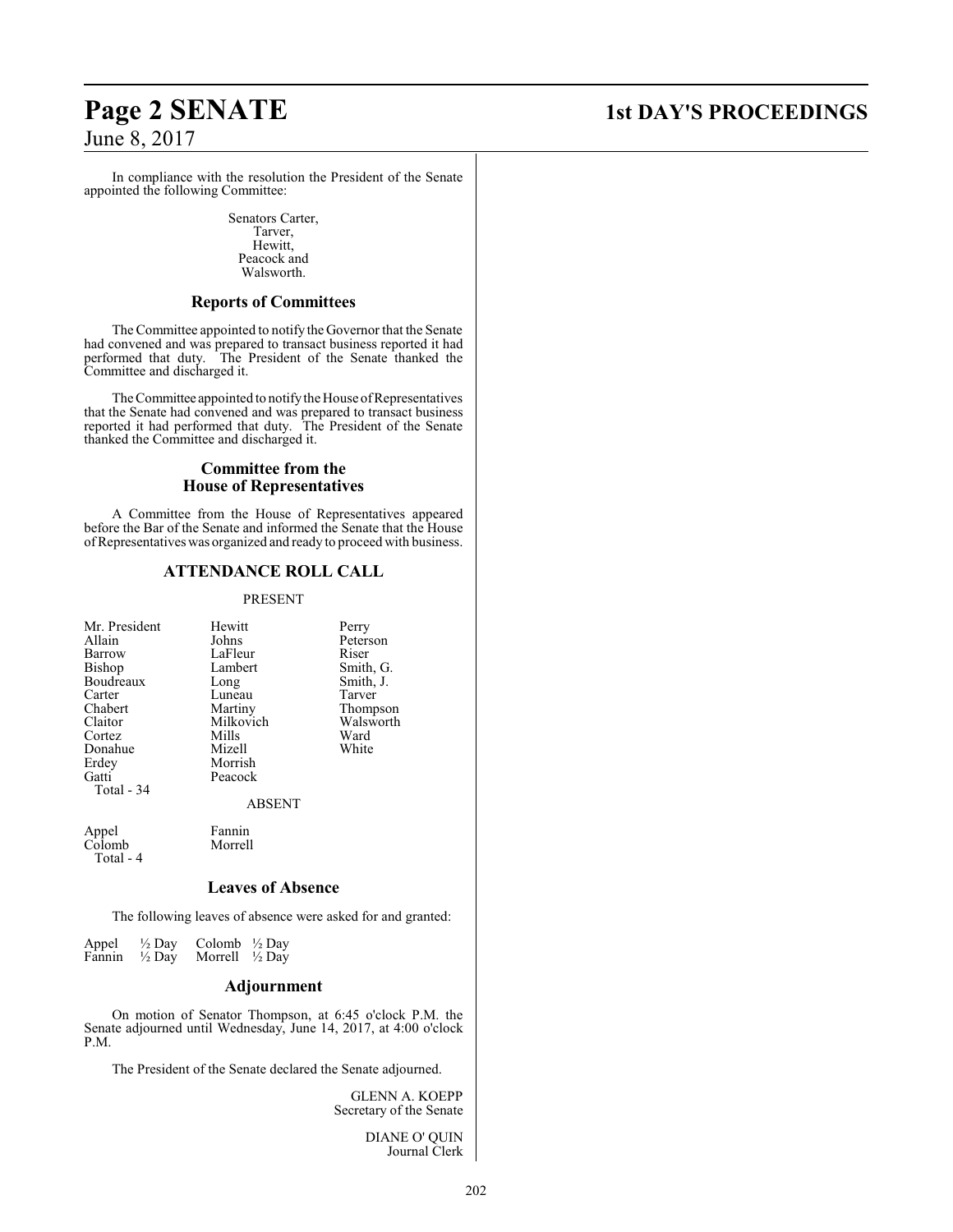In compliance with the resolution the President of the Senate appointed the following Committee:

Senators Carter,
Tarver,
Hewitt,
Peacock and
Walsworth.

## Reports of Committees

The Committee appointed to notify the Governor that the Senate had convened and was prepared to transact business reported it had performed that duty. The President of the Senate thanked the Committee and discharged it.

The Committee appointed to notify the House of Representatives that the Senate had convened and was prepared to transact business reported it had performed that duty. The President of the Senate thanked the Committee and discharged it.

## Committee from the House of Representatives

A Committee from the House of Representatives appeared before the Bar of the Senate and informed the Senate that the House of Representatives was organized and ready to proceed with business.

## ATTENDANCE ROLL CALL

PRESENT

| | | |
|---|---|---|
| Mr. President | Hewitt | Perry |
| Allain | Johns | Peterson |
| Barrow | LaFleur | Riser |
| Bishop | Lambert | Smith, G. |
| Boudreaux | Long | Smith, J. |
| Carter | Luneau | Tarver |
| Chabert | Martiny | Thompson |
| Claitor | Milkovich | Walsworth |
| Cortez | Mills | Ward |
| Donahue | Mizell | White |
| Erdey | Morrish | |
| Gatti | Peacock | |

Total - 34

ABSENT

| | |
|---|---|
| Appel | Fannin |
| Colomb | Morrell |

Total - 4

## Leaves of Absence

The following leaves of absence were asked for and granted:

| | | | |
|---|---|---|---|
| Appel | ½ Day | Colomb | ½ Day |
| Fannin | ½ Day | Morrell | ½ Day |

## Adjournment

On motion of Senator Thompson, at 6:45 o'clock P.M. the Senate adjourned until Wednesday, June 14, 2017, at 4:00 o'clock P.M.

The President of the Senate declared the Senate adjourned.

GLENN A. KOEPP
Secretary of the Senate

DIANE O' QUIN
Journal Clerk